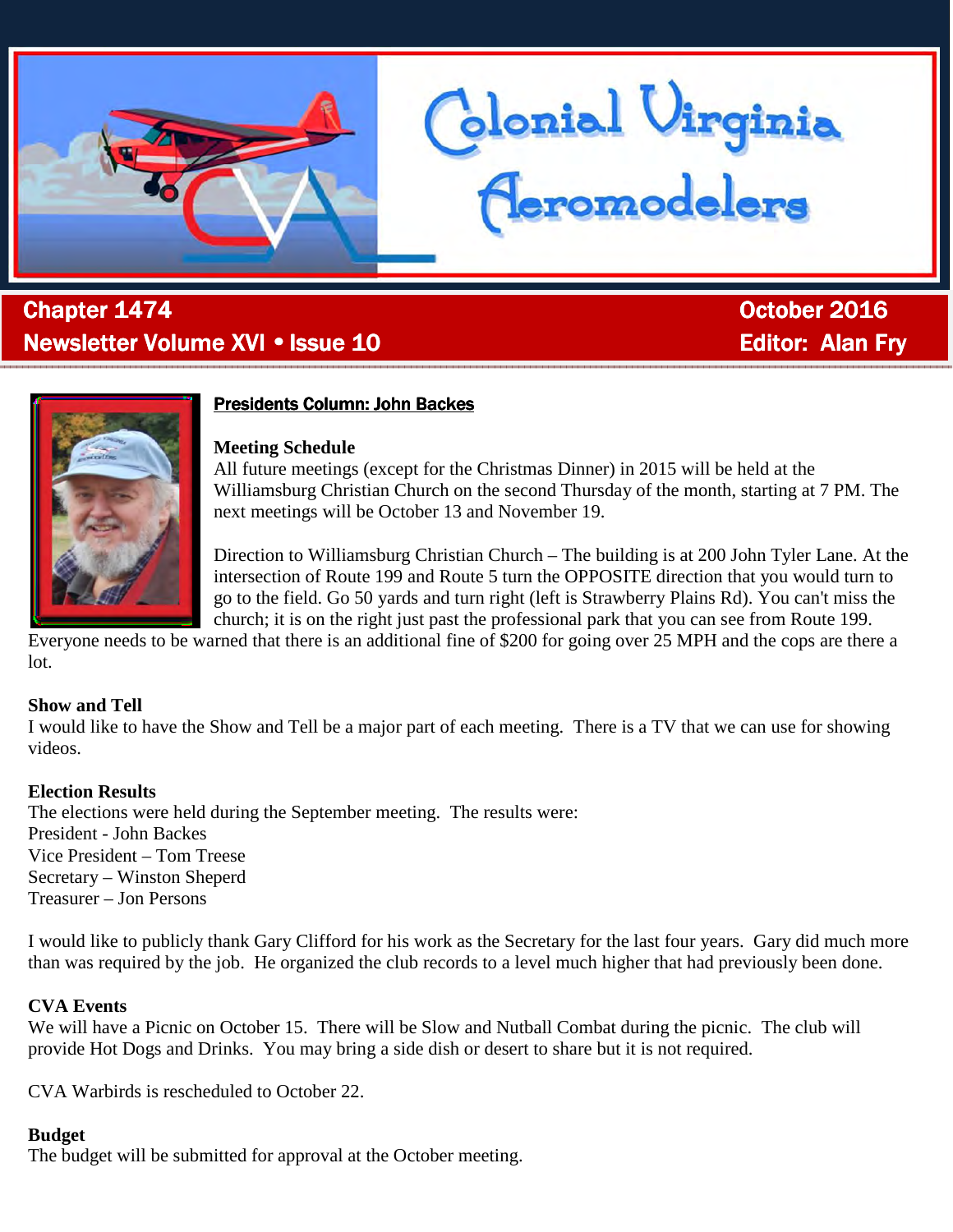# Colonial Virginia Aeromodelers

**Chapter 1474** | **October 2016**
**Newsletter Volume XVI • Issue 10** | **Editor: Alan Fry**

## Presidents Column: John Backes

**Meeting Schedule**
All future meetings (except for the Christmas Dinner) in 2015 will be held at the Williamsburg Christian Church on the second Thursday of the month, starting at 7 PM. The next meetings will be October 13 and November 19.

Direction to Williamsburg Christian Church – The building is at 200 John Tyler Lane. At the intersection of Route 199 and Route 5 turn the OPPOSITE direction that you would turn to go to the field. Go 50 yards and turn right (left is Strawberry Plains Rd). You can't miss the church; it is on the right just past the professional park that you can see from Route 199. Everyone needs to be warned that there is an additional fine of $200 for going over 25 MPH and the cops are there a lot.

**Show and Tell**
I would like to have the Show and Tell be a major part of each meeting. There is a TV that we can use for showing videos.

**Election Results**
The elections were held during the September meeting. The results were:
President - John Backes
Vice President – Tom Treese
Secretary – Winston Sheperd
Treasurer – Jon Persons

I would like to publicly thank Gary Clifford for his work as the Secretary for the last four years. Gary did much more than was required by the job. He organized the club records to a level much higher that had previously been done.

**CVA Events**
We will have a Picnic on October 15. There will be Slow and Nutball Combat during the picnic. The club will provide Hot Dogs and Drinks. You may bring a side dish or desert to share but it is not required.

CVA Warbirds is rescheduled to October 22.

**Budget**
The budget will be submitted for approval at the October meeting.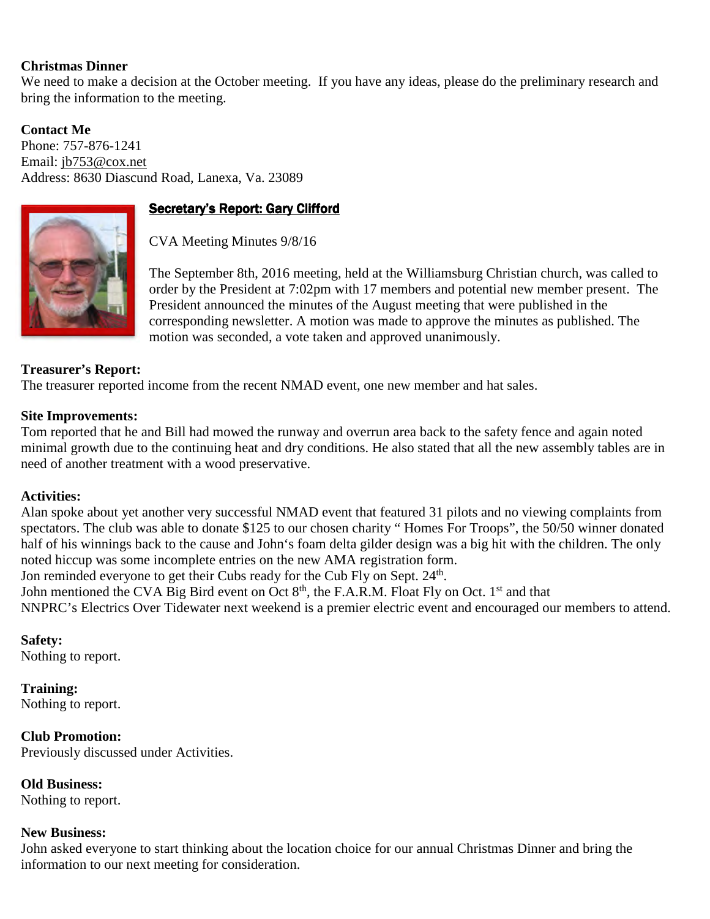**Christmas Dinner**

We need to make a decision at the October meeting. If you have any ideas, please do the preliminary research and bring the information to the meeting.

**Contact Me**

Phone: 757-876-1241

Email: jb753@cox.net

Address: 8630 Diascund Road, Lanexa, Va. 23089

## Secretary's Report: Gary Clifford

CVA Meeting Minutes 9/8/16

The September 8th, 2016 meeting, held at the Williamsburg Christian church, was called to order by the President at 7:02pm with 17 members and potential new member present. The President announced the minutes of the August meeting that were published in the corresponding newsletter. A motion was made to approve the minutes as published. The motion was seconded, a vote taken and approved unanimously.

**Treasurer's Report:**

The treasurer reported income from the recent NMAD event, one new member and hat sales.

**Site Improvements:**

Tom reported that he and Bill had mowed the runway and overrun area back to the safety fence and again noted minimal growth due to the continuing heat and dry conditions. He also stated that all the new assembly tables are in need of another treatment with a wood preservative.

**Activities:**

Alan spoke about yet another very successful NMAD event that featured 31 pilots and no viewing complaints from spectators. The club was able to donate $125 to our chosen charity " Homes For Troops", the 50/50 winner donated half of his winnings back to the cause and John's foam delta gilder design was a big hit with the children. The only noted hiccup was some incomplete entries on the new AMA registration form.

Jon reminded everyone to get their Cubs ready for the Cub Fly on Sept. 24th.

John mentioned the CVA Big Bird event on Oct 8th, the F.A.R.M. Float Fly on Oct. 1st and that NNPRC's Electrics Over Tidewater next weekend is a premier electric event and encouraged our members to attend.

**Safety:**

Nothing to report.

**Training:**

Nothing to report.

**Club Promotion:**

Previously discussed under Activities.

**Old Business:**

Nothing to report.

**New Business:**

John asked everyone to start thinking about the location choice for our annual Christmas Dinner and bring the information to our next meeting for consideration.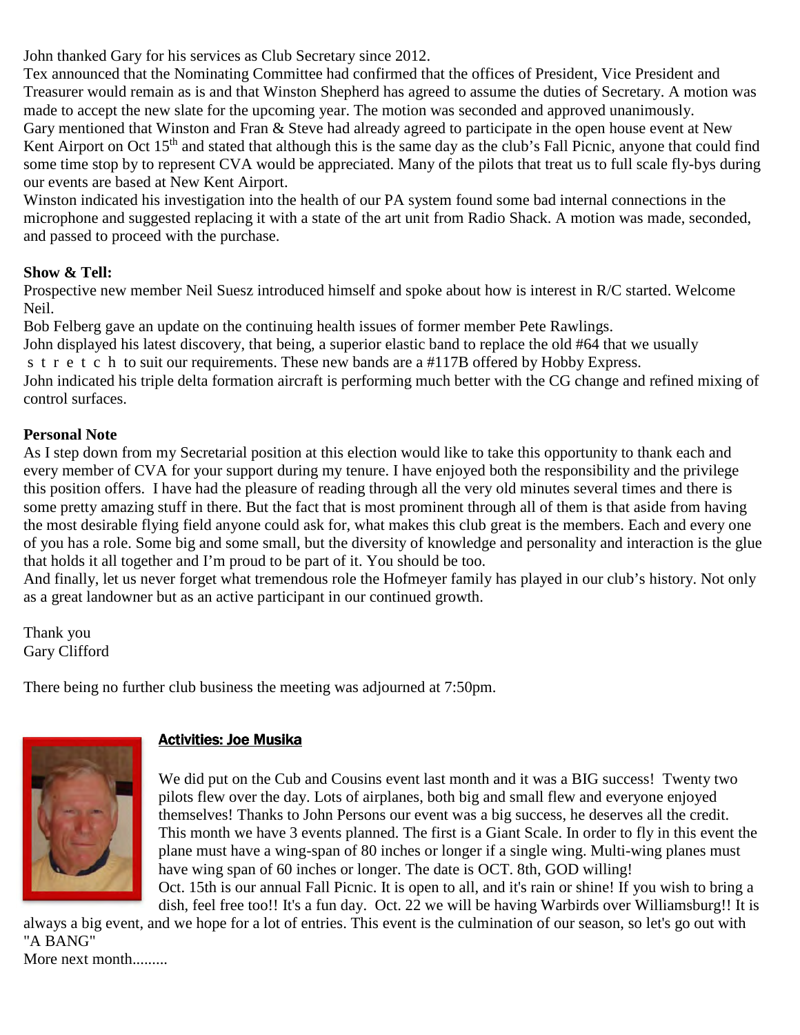John thanked Gary for his services as Club Secretary since 2012.

Tex announced that the Nominating Committee had confirmed that the offices of President, Vice President and Treasurer would remain as is and that Winston Shepherd has agreed to assume the duties of Secretary. A motion was made to accept the new slate for the upcoming year. The motion was seconded and approved unanimously.

Gary mentioned that Winston and Fran & Steve had already agreed to participate in the open house event at New Kent Airport on Oct 15th and stated that although this is the same day as the club's Fall Picnic, anyone that could find some time stop by to represent CVA would be appreciated. Many of the pilots that treat us to full scale fly-bys during our events are based at New Kent Airport.

Winston indicated his investigation into the health of our PA system found some bad internal connections in the microphone and suggested replacing it with a state of the art unit from Radio Shack. A motion was made, seconded, and passed to proceed with the purchase.

**Show & Tell:**

Prospective new member Neil Suesz introduced himself and spoke about how is interest in R/C started. Welcome Neil.

Bob Felberg gave an update on the continuing health issues of former member Pete Rawlings.

John displayed his latest discovery, that being, a superior elastic band to replace the old #64 that we usually s t r e t c h to suit our requirements. These new bands are a #117B offered by Hobby Express.

John indicated his triple delta formation aircraft is performing much better with the CG change and refined mixing of control surfaces.

**Personal Note**

As I step down from my Secretarial position at this election would like to take this opportunity to thank each and every member of CVA for your support during my tenure. I have enjoyed both the responsibility and the privilege this position offers. I have had the pleasure of reading through all the very old minutes several times and there is some pretty amazing stuff in there. But the fact that is most prominent through all of them is that aside from having the most desirable flying field anyone could ask for, what makes this club great is the members. Each and every one of you has a role. Some big and some small, but the diversity of knowledge and personality and interaction is the glue that holds it all together and I'm proud to be part of it. You should be too.

And finally, let us never forget what tremendous role the Hofmeyer family has played in our club's history. Not only as a great landowner but as an active participant in our continued growth.

Thank you
Gary Clifford

There being no further club business the meeting was adjourned at 7:50pm.

## Activities: Joe Musika

We did put on the Cub and Cousins event last month and it was a BIG success! Twenty two pilots flew over the day. Lots of airplanes, both big and small flew and everyone enjoyed themselves! Thanks to John Persons our event was a big success, he deserves all the credit.

This month we have 3 events planned. The first is a Giant Scale. In order to fly in this event the plane must have a wing-span of 80 inches or longer if a single wing. Multi-wing planes must have wing span of 60 inches or longer. The date is OCT. 8th, GOD willing!

Oct. 15th is our annual Fall Picnic. It is open to all, and it's rain or shine! If you wish to bring a dish, feel free too!! It's a fun day. Oct. 22 we will be having Warbirds over Williamsburg!! It is always a big event, and we hope for a lot of entries. This event is the culmination of our season, so let's go out with "A BANG"

More next month.........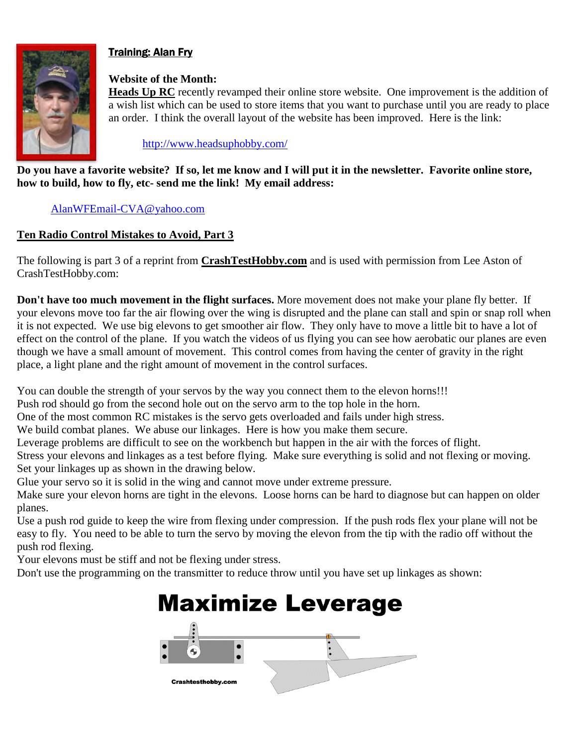**Training: Alan Fry**

**Website of the Month:**
**Heads Up RC** recently revamped their online store website. One improvement is the addition of a wish list which can be used to store items that you want to purchase until you are ready to place an order. I think the overall layout of the website has been improved. Here is the link:

http://www.headsuphobby.com/

**Do you have a favorite website? If so, let me know and I will put it in the newsletter. Favorite online store, how to build, how to fly, etc- send me the link! My email address:**

AlanWFEmail-CVA@yahoo.com

## Ten Radio Control Mistakes to Avoid, Part 3

The following is part 3 of a reprint from **CrashTestHobby.com** and is used with permission from Lee Aston of CrashTestHobby.com:

**Don't have too much movement in the flight surfaces.** More movement does not make your plane fly better. If your elevons move too far the air flowing over the wing is disrupted and the plane can stall and spin or snap roll when it is not expected. We use big elevons to get smoother air flow. They only have to move a little bit to have a lot of effect on the control of the plane. If you watch the videos of us flying you can see how aerobatic our planes are even though we have a small amount of movement. This control comes from having the center of gravity in the right place, a light plane and the right amount of movement in the control surfaces.

You can double the strength of your servos by the way you connect them to the elevon horns!!!
Push rod should go from the second hole out on the servo arm to the top hole in the horn.
One of the most common RC mistakes is the servo gets overloaded and fails under high stress.
We build combat planes. We abuse our linkages. Here is how you make them secure.
Leverage problems are difficult to see on the workbench but happen in the air with the forces of flight.
Stress your elevons and linkages as a test before flying. Make sure everything is solid and not flexing or moving.
Set your linkages up as shown in the drawing below.
Glue your servo so it is solid in the wing and cannot move under extreme pressure.
Make sure your elevon horns are tight in the elevons. Loose horns can be hard to diagnose but can happen on older planes.
Use a push rod guide to keep the wire from flexing under compression. If the push rods flex your plane will not be easy to fly. You need to be able to turn the servo by moving the elevon from the tip with the radio off without the push rod flexing.
Your elevons must be stiff and not be flexing under stress.
Don't use the programming on the transmitter to reduce throw until you have set up linkages as shown:

**Maximize Leverage**

Crashtesthobby.com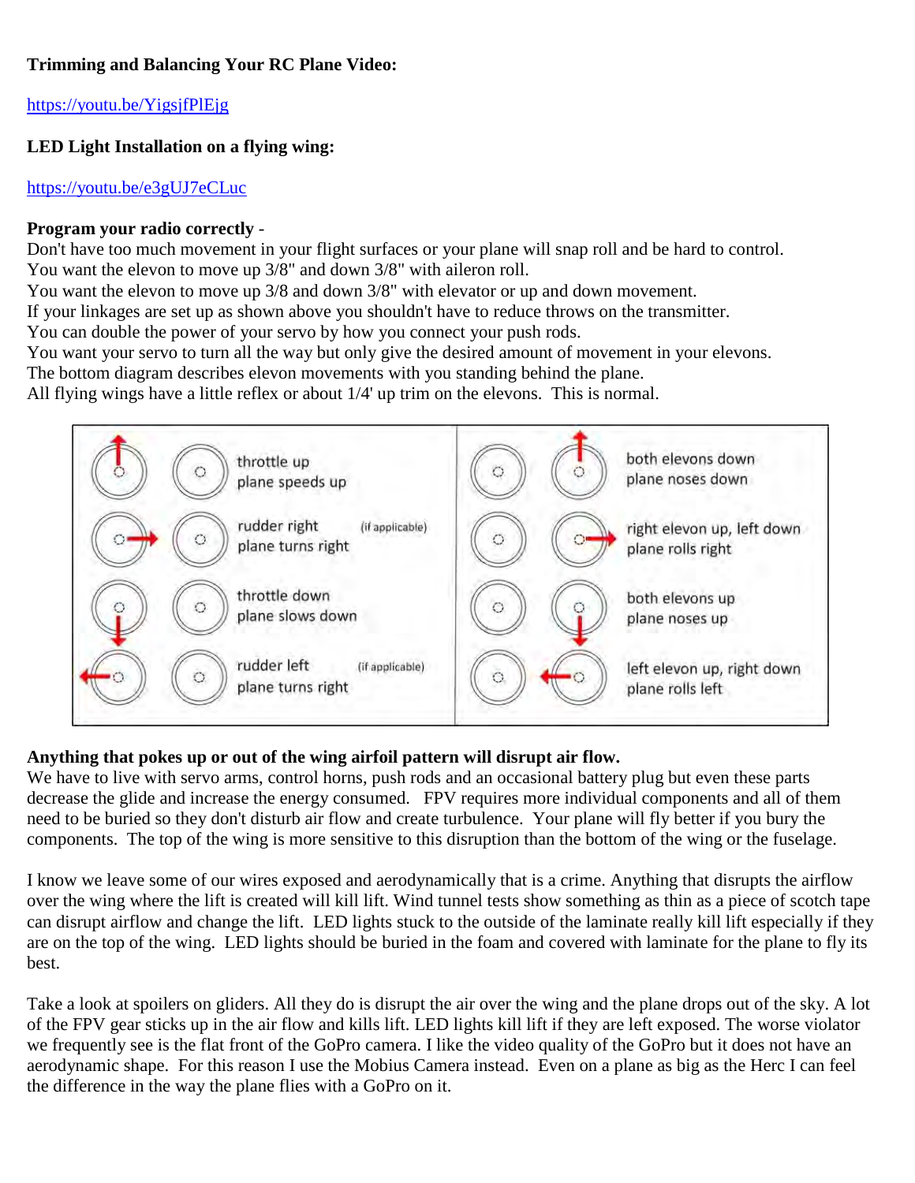**Trimming and Balancing Your RC Plane Video:**

https://youtu.be/YigsjfPlEjg

**LED Light Installation on a flying wing:**

https://youtu.be/e3gUJ7eCLuc

**Program your radio correctly** -

Don't have too much movement in your flight surfaces or your plane will snap roll and be hard to control.
You want the elevon to move up 3/8" and down 3/8" with aileron roll.
You want the elevon to move up 3/8 and down 3/8" with elevator or up and down movement.
If your linkages are set up as shown above you shouldn't have to reduce throws on the transmitter.
You can double the power of your servo by how you connect your push rods.
You want your servo to turn all the way but only give the desired amount of movement in your elevons.
The bottom diagram describes elevon movements with you standing behind the plane.
All flying wings have a little reflex or about 1/4' up trim on the elevons. This is normal.

| | |
|---|---|
| throttle up<br>plane speeds up | both elevons down<br>plane noses down |
| rudder right (if applicable)<br>plane turns right | right elevon up, left down<br>plane rolls right |
| throttle down<br>plane slows down | both elevons up<br>plane noses up |
| rudder left (if applicable)<br>plane turns right | left elevon up, right down<br>plane rolls left |

**Anything that pokes up or out of the wing airfoil pattern will disrupt air flow.**
We have to live with servo arms, control horns, push rods and an occasional battery plug but even these parts decrease the glide and increase the energy consumed. FPV requires more individual components and all of them need to be buried so they don't disturb air flow and create turbulence. Your plane will fly better if you bury the components. The top of the wing is more sensitive to this disruption than the bottom of the wing or the fuselage.

I know we leave some of our wires exposed and aerodynamically that is a crime. Anything that disrupts the airflow over the wing where the lift is created will kill lift. Wind tunnel tests show something as thin as a piece of scotch tape can disrupt airflow and change the lift. LED lights stuck to the outside of the laminate really kill lift especially if they are on the top of the wing. LED lights should be buried in the foam and covered with laminate for the plane to fly its best.

Take a look at spoilers on gliders. All they do is disrupt the air over the wing and the plane drops out of the sky. A lot of the FPV gear sticks up in the air flow and kills lift. LED lights kill lift if they are left exposed. The worse violator we frequently see is the flat front of the GoPro camera. I like the video quality of the GoPro but it does not have an aerodynamic shape. For this reason I use the Mobius Camera instead. Even on a plane as big as the Herc I can feel the difference in the way the plane flies with a GoPro on it.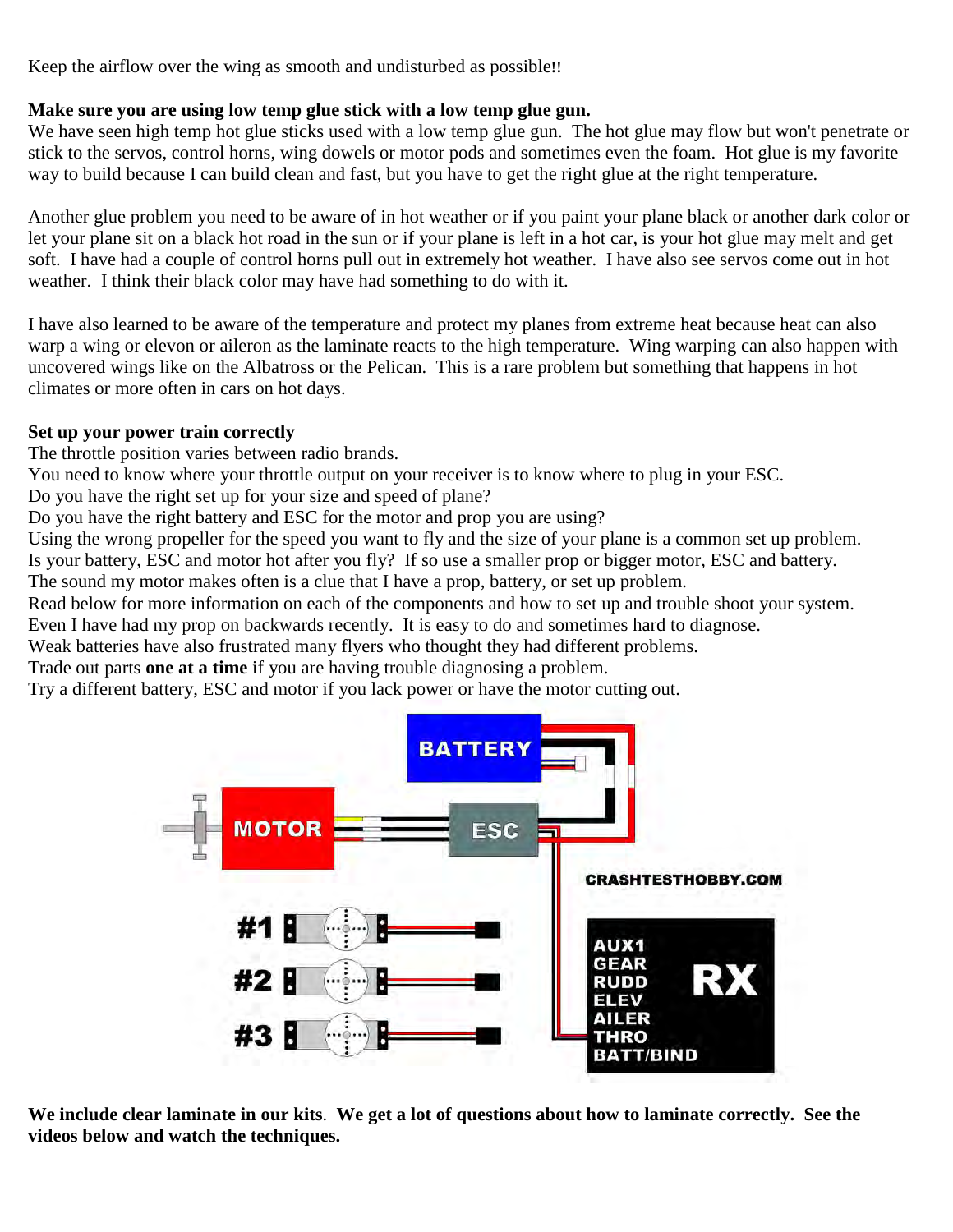Keep the airflow over the wing as smooth and undisturbed as possible!!

**Make sure you are using low temp glue stick with a low temp glue gun.**
We have seen high temp hot glue sticks used with a low temp glue gun. The hot glue may flow but won't penetrate or stick to the servos, control horns, wing dowels or motor pods and sometimes even the foam. Hot glue is my favorite way to build because I can build clean and fast, but you have to get the right glue at the right temperature.

Another glue problem you need to be aware of in hot weather or if you paint your plane black or another dark color or let your plane sit on a black hot road in the sun or if your plane is left in a hot car, is your hot glue may melt and get soft. I have had a couple of control horns pull out in extremely hot weather. I have also see servos come out in hot weather. I think their black color may have had something to do with it.

I have also learned to be aware of the temperature and protect my planes from extreme heat because heat can also warp a wing or elevon or aileron as the laminate reacts to the high temperature. Wing warping can also happen with uncovered wings like on the Albatross or the Pelican. This is a rare problem but something that happens in hot climates or more often in cars on hot days.

**Set up your power train correctly**
The throttle position varies between radio brands.
You need to know where your throttle output on your receiver is to know where to plug in your ESC.
Do you have the right set up for your size and speed of plane?
Do you have the right battery and ESC for the motor and prop you are using?
Using the wrong propeller for the speed you want to fly and the size of your plane is a common set up problem.
Is your battery, ESC and motor hot after you fly? If so use a smaller prop or bigger motor, ESC and battery.
The sound my motor makes often is a clue that I have a prop, battery, or set up problem.
Read below for more information on each of the components and how to set up and trouble shoot your system.
Even I have had my prop on backwards recently. It is easy to do and sometimes hard to diagnose.
Weak batteries have also frustrated many flyers who thought they had different problems.
Trade out parts **one at a time** if you are having trouble diagnosing a problem.
Try a different battery, ESC and motor if you lack power or have the motor cutting out.

BATTERY

MOTOR

ESC

CRASHTESTHOBBY.COM

#1

#2

#3

AUX1
GEAR
RUDD
ELEV
AILER
THRO
BATT/BIND

RX

**We include clear laminate in our kits**. **We get a lot of questions about how to laminate correctly. See the videos below and watch the techniques.**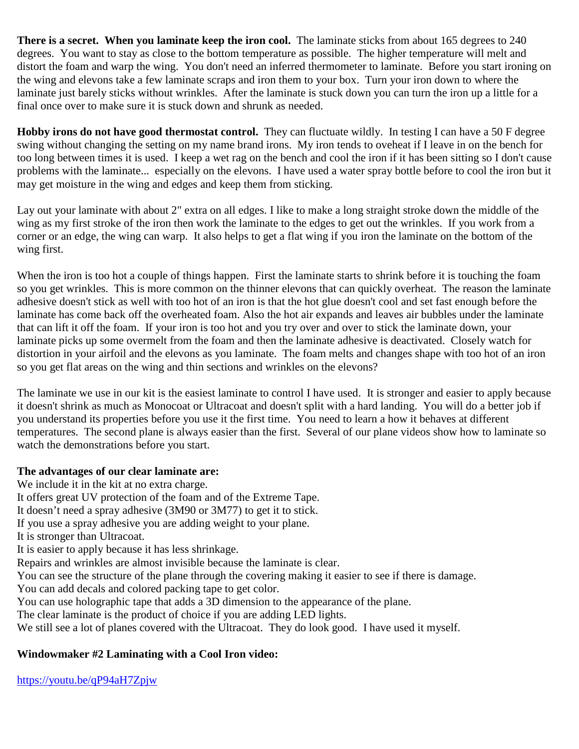**There is a secret. When you laminate keep the iron cool.** The laminate sticks from about 165 degrees to 240 degrees. You want to stay as close to the bottom temperature as possible. The higher temperature will melt and distort the foam and warp the wing. You don't need an inferred thermometer to laminate. Before you start ironing on the wing and elevons take a few laminate scraps and iron them to your box. Turn your iron down to where the laminate just barely sticks without wrinkles. After the laminate is stuck down you can turn the iron up a little for a final once over to make sure it is stuck down and shrunk as needed.

**Hobby irons do not have good thermostat control.** They can fluctuate wildly. In testing I can have a 50 F degree swing without changing the setting on my name brand irons. My iron tends to oveheat if I leave in on the bench for too long between times it is used. I keep a wet rag on the bench and cool the iron if it has been sitting so I don't cause problems with the laminate... especially on the elevons. I have used a water spray bottle before to cool the iron but it may get moisture in the wing and edges and keep them from sticking.

Lay out your laminate with about 2" extra on all edges. I like to make a long straight stroke down the middle of the wing as my first stroke of the iron then work the laminate to the edges to get out the wrinkles. If you work from a corner or an edge, the wing can warp. It also helps to get a flat wing if you iron the laminate on the bottom of the wing first.

When the iron is too hot a couple of things happen. First the laminate starts to shrink before it is touching the foam so you get wrinkles. This is more common on the thinner elevons that can quickly overheat. The reason the laminate adhesive doesn't stick as well with too hot of an iron is that the hot glue doesn't cool and set fast enough before the laminate has come back off the overheated foam. Also the hot air expands and leaves air bubbles under the laminate that can lift it off the foam. If your iron is too hot and you try over and over to stick the laminate down, your laminate picks up some overmelt from the foam and then the laminate adhesive is deactivated. Closely watch for distortion in your airfoil and the elevons as you laminate. The foam melts and changes shape with too hot of an iron so you get flat areas on the wing and thin sections and wrinkles on the elevons?

The laminate we use in our kit is the easiest laminate to control I have used. It is stronger and easier to apply because it doesn't shrink as much as Monocoat or Ultracoat and doesn't split with a hard landing. You will do a better job if you understand its properties before you use it the first time. You need to learn a how it behaves at different temperatures. The second plane is always easier than the first. Several of our plane videos show how to laminate so watch the demonstrations before you start.

**The advantages of our clear laminate are:**

We include it in the kit at no extra charge.
It offers great UV protection of the foam and of the Extreme Tape.
It doesn't need a spray adhesive (3M90 or 3M77) to get it to stick.
If you use a spray adhesive you are adding weight to your plane.
It is stronger than Ultracoat.
It is easier to apply because it has less shrinkage.
Repairs and wrinkles are almost invisible because the laminate is clear.
You can see the structure of the plane through the covering making it easier to see if there is damage.
You can add decals and colored packing tape to get color.
You can use holographic tape that adds a 3D dimension to the appearance of the plane.
The clear laminate is the product of choice if you are adding LED lights.
We still see a lot of planes covered with the Ultracoat. They do look good. I have used it myself.

**Windowmaker #2 Laminating with a Cool Iron video:**

https://youtu.be/qP94aH7Zpjw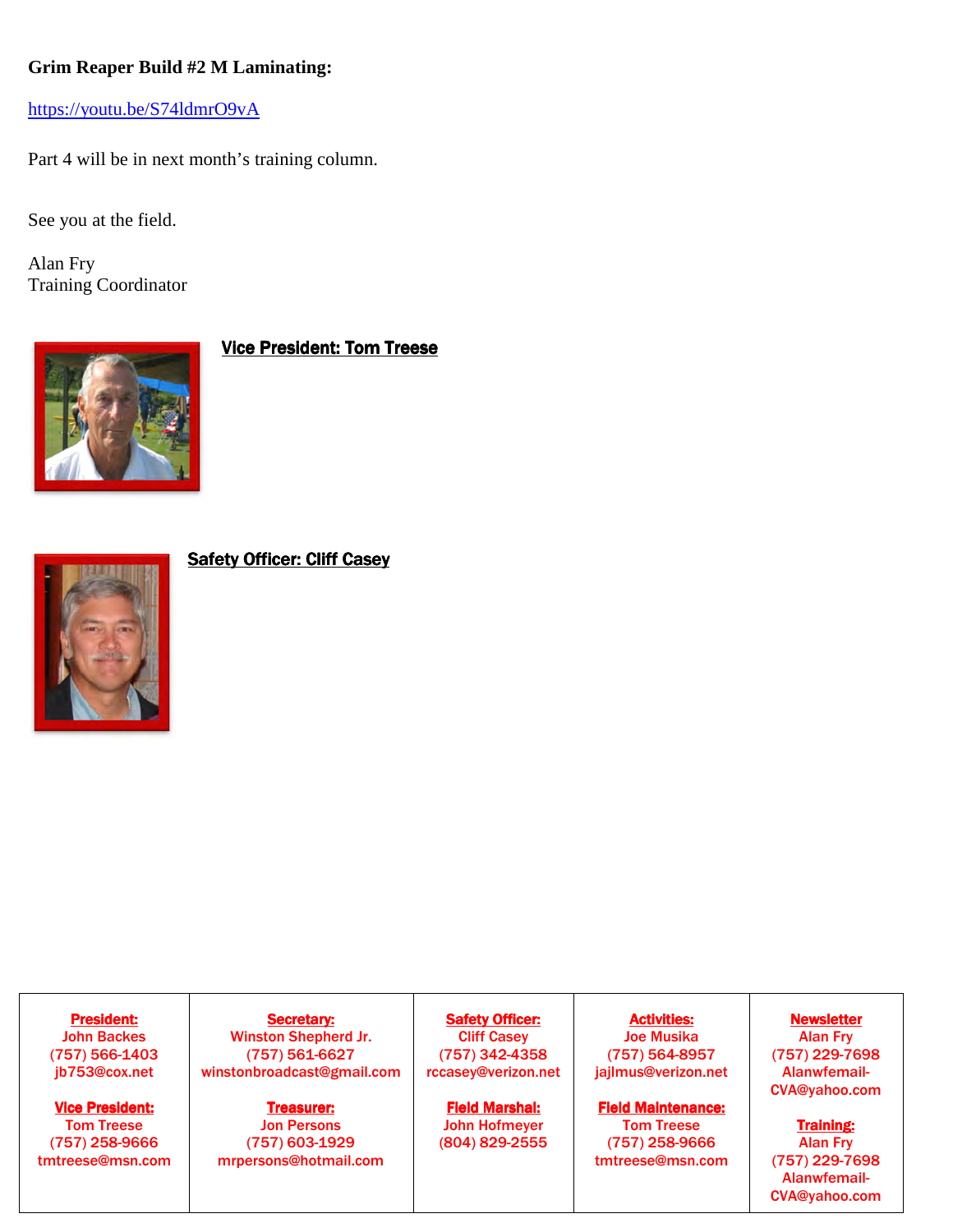**Grim Reaper Build #2 M Laminating:**

https://youtu.be/S74ldmrO9vA

Part 4 will be in next month's training column.

See you at the field.

Alan Fry
Training Coordinator

**Vice President: Tom Treese**

**Safety Officer: Cliff Casey**

| | | | | |
|---|---|---|---|---|
| **President:** John Backes (757) 566-1403 jb753@cox.net | **Secretary:** Winston Shepherd Jr. (757) 561-6627 winstonbroadcast@gmail.com | **Safety Officer:** Cliff Casey (757) 342-4358 rccasey@verizon.net | **Activities:** Joe Musika (757) 564-8957 jajlmus@verizon.net | **Newsletter** Alan Fry (757) 229-7698 Alanwfemail-CVA@yahoo.com |
| **Vice President:** Tom Treese (757) 258-9666 tmtreese@msn.com | **Treasurer:** Jon Persons (757) 603-1929 mrpersons@hotmail.com | **Field Marshal:** John Hofmeyer (804) 829-2555 | **Field Maintenance:** Tom Treese (757) 258-9666 tmtreese@msn.com | **Training:** Alan Fry (757) 229-7698 Alanwfemail-CVA@yahoo.com |